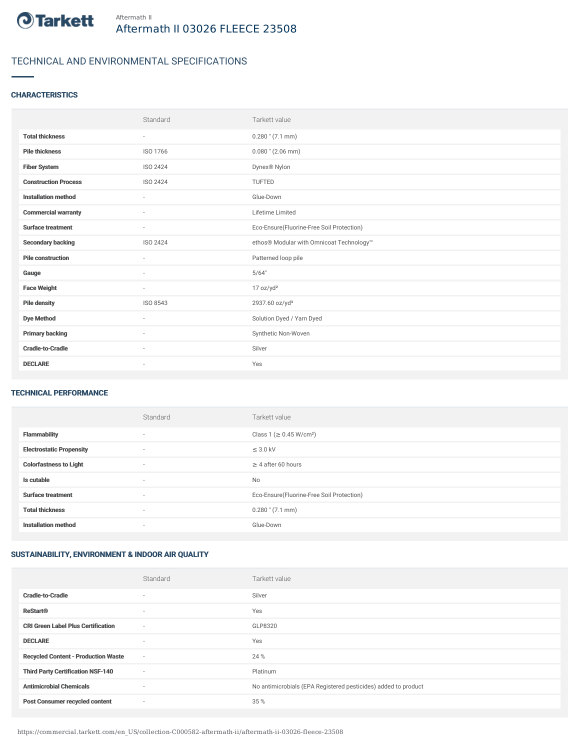Aftermath II

# Aftermath II 03026 FLEECE 23508

## TECHNICAL AND ENVIRONMENTAL SPECIFICATIONS

### CHARACTERISTICS

| | Standard | Tarkett value |
|---|---|---|
| **Total thickness** | - | 0.280 " (7.1 mm) |
| **Pile thickness** | ISO 1766 | 0.080 " (2.06 mm) |
| **Fiber System** | ISO 2424 | Dynex® Nylon |
| **Construction Process** | ISO 2424 | TUFTED |
| **Installation method** | - | Glue-Down |
| **Commercial warranty** | - | Lifetime Limited |
| **Surface treatment** | - | Eco-Ensure(Fluorine-Free Soil Protection) |
| **Secondary backing** | ISO 2424 | ethos® Modular with Omnicoat Technology™ |
| **Pile construction** | - | Patterned loop pile |
| **Gauge** | - | 5/64" |
| **Face Weight** | - | 17 oz/yd² |
| **Pile density** | ISO 8543 | 2937.60 oz/yd³ |
| **Dye Method** | - | Solution Dyed / Yarn Dyed |
| **Primary backing** | - | Synthetic Non-Woven |
| **Cradle-to-Cradle** | - | Silver |
| **DECLARE** | - | Yes |

### TECHNICAL PERFORMANCE

| | Standard | Tarkett value |
|---|---|---|
| **Flammability** | - | Class 1 (≥ 0.45 W/cm²) |
| **Electrostatic Propensity** | - | ≤ 3.0 kV |
| **Colorfastness to Light** | - | ≥ 4 after 60 hours |
| **Is cutable** | - | No |
| **Surface treatment** | - | Eco-Ensure(Fluorine-Free Soil Protection) |
| **Total thickness** | - | 0.280 " (7.1 mm) |
| **Installation method** | - | Glue-Down |

### SUSTAINABILITY, ENVIRONMENT & INDOOR AIR QUALITY

| | Standard | Tarkett value |
|---|---|---|
| **Cradle-to-Cradle** | - | Silver |
| **ReStart®** | - | Yes |
| **CRI Green Label Plus Certification** | - | GLP8320 |
| **DECLARE** | - | Yes |
| **Recycled Content - Production Waste** | - | 24 % |
| **Third Party Certification NSF-140** | - | Platinum |
| **Antimicrobial Chemicals** | - | No antimicrobials (EPA Registered pesticides) added to product |
| **Post Consumer recycled content** | - | 35 % |

https://commercial.tarkett.com/en_US/collection-C000582-aftermath-ii/aftermath-ii-03026-fleece-23508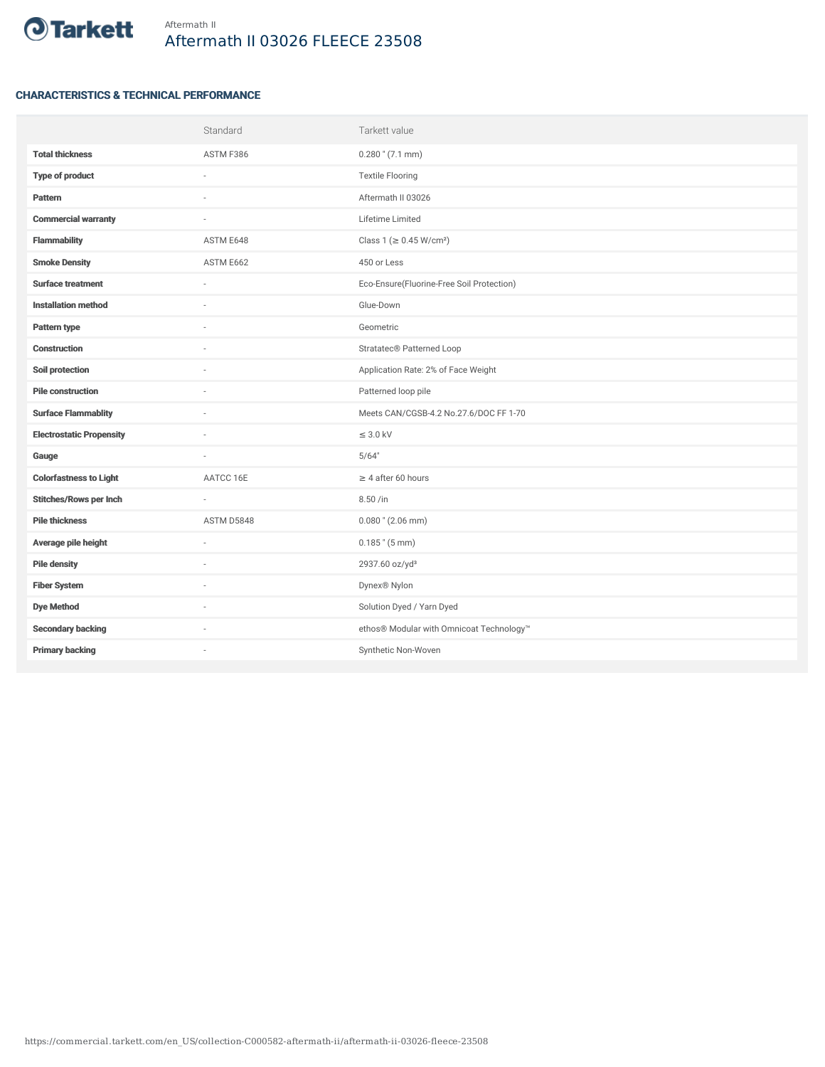Aftermath II

# Aftermath II 03026 FLEECE 23508

## CHARACTERISTICS & TECHNICAL PERFORMANCE

| | Standard | Tarkett value |
|---|---|---|
| **Total thickness** | ASTM F386 | 0.280 " (7.1 mm) |
| **Type of product** | - | Textile Flooring |
| **Pattern** | - | Aftermath II 03026 |
| **Commercial warranty** | - | Lifetime Limited |
| **Flammability** | ASTM E648 | Class 1 (≥ 0.45 W/cm²) |
| **Smoke Density** | ASTM E662 | 450 or Less |
| **Surface treatment** | - | Eco-Ensure(Fluorine-Free Soil Protection) |
| **Installation method** | - | Glue-Down |
| **Pattern type** | - | Geometric |
| **Construction** | - | Stratatec® Patterned Loop |
| **Soil protection** | - | Application Rate: 2% of Face Weight |
| **Pile construction** | - | Patterned loop pile |
| **Surface Flammablity** | - | Meets CAN/CGSB-4.2 No.27.6/DOC FF 1-70 |
| **Electrostatic Propensity** | - | ≤ 3.0 kV |
| **Gauge** | - | 5/64" |
| **Colorfastness to Light** | AATCC 16E | ≥ 4 after 60 hours |
| **Stitches/Rows per Inch** | - | 8.50 /in |
| **Pile thickness** | ASTM D5848 | 0.080 " (2.06 mm) |
| **Average pile height** | - | 0.185 " (5 mm) |
| **Pile density** | - | 2937.60 oz/yd³ |
| **Fiber System** | - | Dynex® Nylon |
| **Dye Method** | - | Solution Dyed / Yarn Dyed |
| **Secondary backing** | - | ethos® Modular with Omnicoat Technology™ |
| **Primary backing** | - | Synthetic Non-Woven |

https://commercial.tarkett.com/en_US/collection-C000582-aftermath-ii/aftermath-ii-03026-fleece-23508